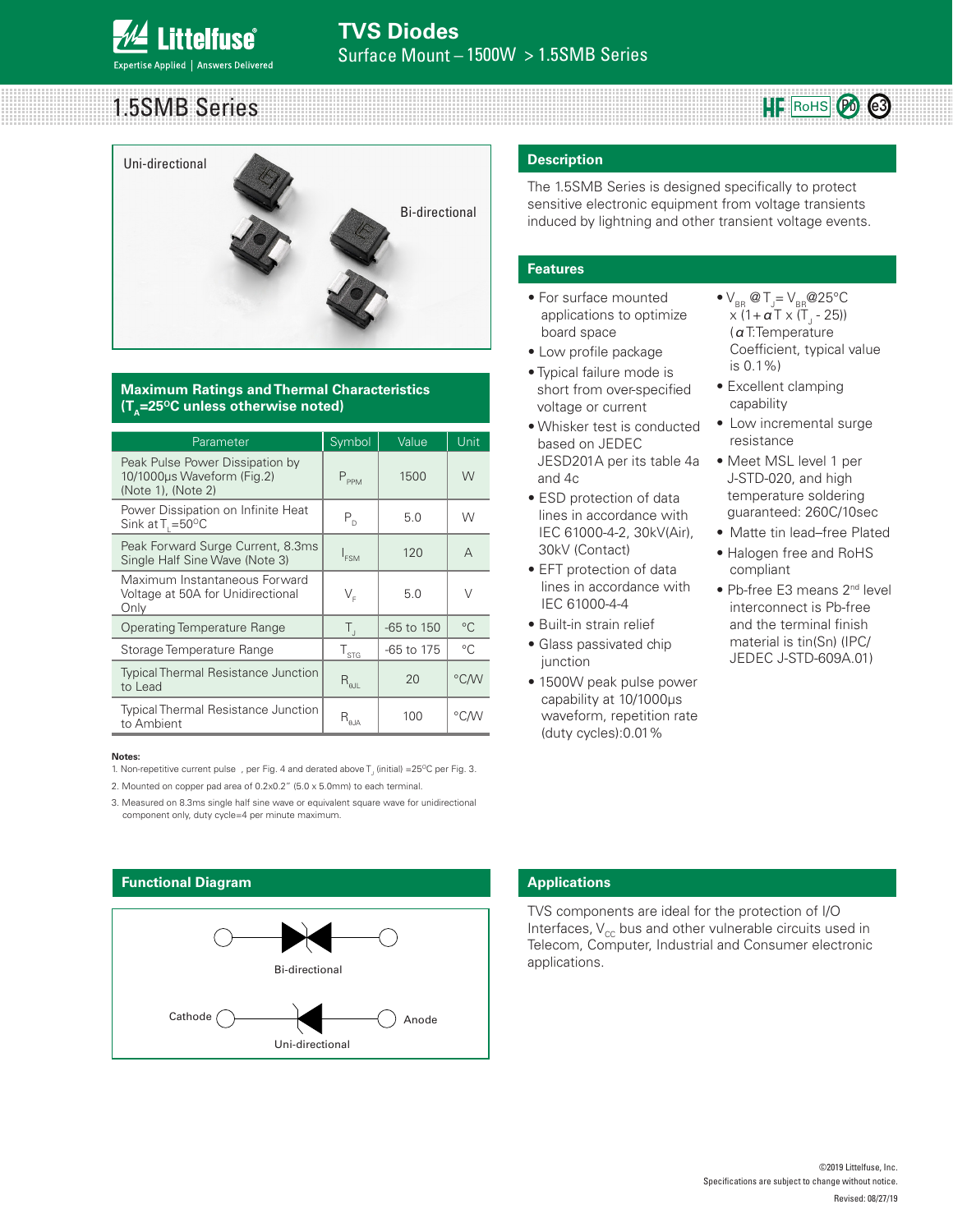# TVS Diodes

Surface Mount – 1500W > 1.5SMB Series

## 1.5SMB Series

Uni-directional

Bi-directional

## Description

The 1.5SMB Series is designed specifically to protect sensitive electronic equipment from voltage transients induced by lightning and other transient voltage events.

## Features

- For surface mounted applications to optimize board space
- Low profile package
- Typical failure mode is short from over-specified voltage or current
- Whisker test is conducted based on JEDEC JESD201A per its table 4a and 4c
- ESD protection of data lines in accordance with IEC 61000-4-2, 30kV(Air), 30kV (Contact)
- EFT protection of data lines in accordance with IEC 61000-4-4
- Built-in strain relief
- Glass passivated chip junction
- 1500W peak pulse power capability at 10/1000μs waveform, repetition rate (duty cycles):0.01%
- $V_{BR}$ @$T_J$= $V_{BR}$@25°C x (1+ $\alpha$T x ($T_J$ - 25)) ($\alpha$T:Temperature Coefficient, typical value is 0.1%)
- Excellent clamping capability
- Low incremental surge resistance
- Meet MSL level 1 per J-STD-020, and high temperature soldering guaranteed: 260C/10sec
- Matte tin lead–free Plated
- Halogen free and RoHS compliant
- Pb-free E3 means 2nd level interconnect is Pb-free and the terminal finish material is tin(Sn) (IPC/JEDEC J-STD-609A.01)

## Maximum Ratings and Thermal Characteristics ($T_A$=25°C unless otherwise noted)

| Parameter | Symbol | Value | Unit |
|---|---|---|---|
| Peak Pulse Power Dissipation by 10/1000μs Waveform (Fig.2) (Note 1), (Note 2) | $P_{PPM}$ | 1500 | W |
| Power Dissipation on Infinite Heat Sink at $T_L$=50°C | $P_D$ | 5.0 | W |
| Peak Forward Surge Current, 8.3ms Single Half Sine Wave (Note 3) | $I_{FSM}$ | 120 | A |
| Maximum Instantaneous Forward Voltage at 50A for Unidirectional Only | $V_F$ | 5.0 | V |
| Operating Temperature Range | $T_J$ | -65 to 150 | °C |
| Storage Temperature Range | $T_{STG}$ | -65 to 175 | °C |
| Typical Thermal Resistance Junction to Lead | $R_{\theta JL}$ | 20 | °C/W |
| Typical Thermal Resistance Junction to Ambient | $R_{\theta JA}$ | 100 | °C/W |

**Notes:**

1. Non-repetitive current pulse , per Fig. 4 and derated above $T_J$ (initial) =25°C per Fig. 3.
2. Mounted on copper pad area of 0.2x0.2" (5.0 x 5.0mm) to each terminal.
3. Measured on 8.3ms single half sine wave or equivalent square wave for unidirectional component only, duty cycle=4 per minute maximum.

## Functional Diagram

Bi-directional

Cathode — Anode

Uni-directional

## Applications

TVS components are ideal for the protection of I/O Interfaces, $V_{CC}$ bus and other vulnerable circuits used in Telecom, Computer, Industrial and Consumer electronic applications.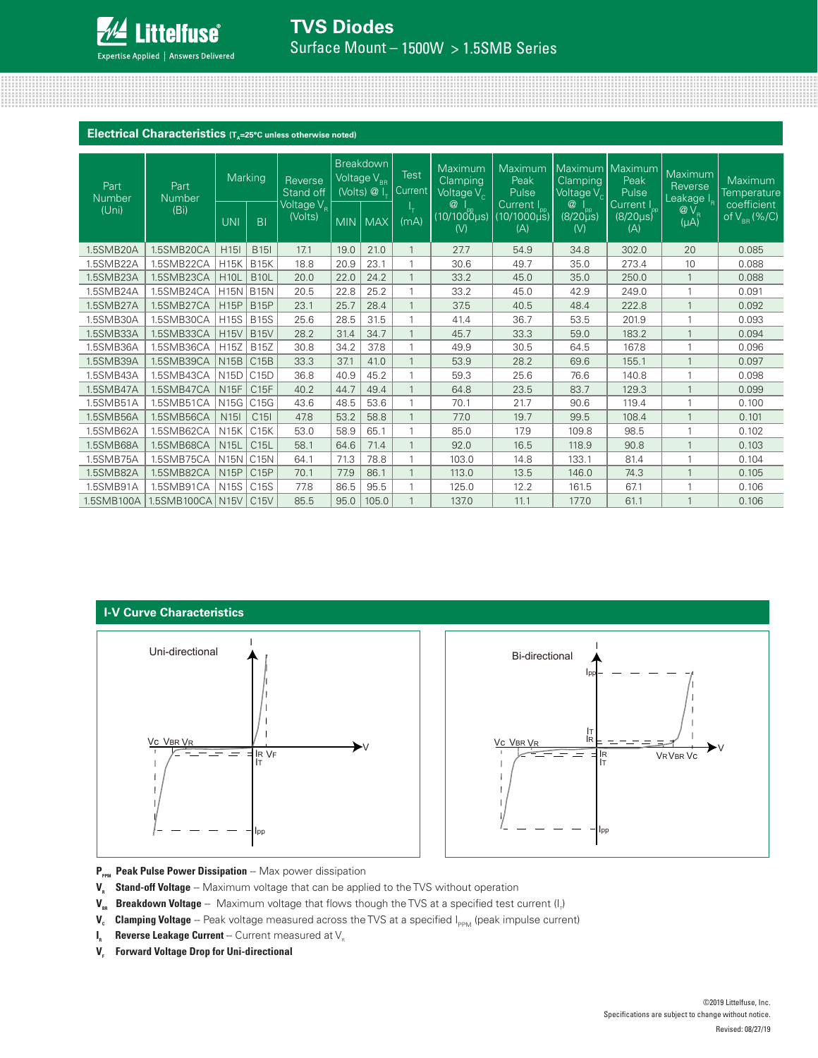## Electrical Characteristics ($T_A$=25°C unless otherwise noted)

| Part Number (Uni) | Part Number (Bi) | Marking | | Reverse Stand off Voltage $V_R$ (Volts) | Breakdown Voltage $V_{BR}$ (Volts) @ $I_T$ | | Test Current $I_T$ (mA) | Maximum Clamping Voltage $V_C$ @ $I_{pp}$ (10/1000µs) (V) | Maximum Peak Pulse Current $I_{pp}$ (10/1000µs) (A) | Maximum Clamping Voltage $V_C$ @ $I_{pp}$ (8/20µs) (V) | Maximum Peak Pulse Current $I_{pp}$ (8/20µs) (A) | Maximum Reverse Leakage $I_R$ @ $V_R$ (µA) | Maximum Temperature coefficient of $V_{BR}$ (%/C) |
|---|---|---|---|---|---|---|---|---|---|---|---|---|---|
| | | UNI | BI | | MIN | MAX | | | | | | | |
| 1.5SMB20A | 1.5SMB20CA | H15I | B15I | 17.1 | 19.0 | 21.0 | 1 | 27.7 | 54.9 | 34.8 | 302.0 | 20 | 0.085 |
| 1.5SMB22A | 1.5SMB22CA | H15K | B15K | 18.8 | 20.9 | 23.1 | 1 | 30.6 | 49.7 | 35.0 | 273.4 | 10 | 0.088 |
| 1.5SMB23A | 1.5SMB23CA | H10L | B10L | 20.0 | 22.0 | 24.2 | 1 | 33.2 | 45.0 | 35.0 | 250.0 | 1 | 0.088 |
| 1.5SMB24A | 1.5SMB24CA | H15N | B15N | 20.5 | 22.8 | 25.2 | 1 | 33.2 | 45.0 | 42.9 | 249.0 | 1 | 0.091 |
| 1.5SMB27A | 1.5SMB27CA | H15P | B15P | 23.1 | 25.7 | 28.4 | 1 | 37.5 | 40.5 | 48.4 | 222.8 | 1 | 0.092 |
| 1.5SMB30A | 1.5SMB30CA | H15S | B15S | 25.6 | 28.5 | 31.5 | 1 | 41.4 | 36.7 | 53.5 | 201.9 | 1 | 0.093 |
| 1.5SMB33A | 1.5SMB33CA | H15V | B15V | 28.2 | 31.4 | 34.7 | 1 | 45.7 | 33.3 | 59.0 | 183.2 | 1 | 0.094 |
| 1.5SMB36A | 1.5SMB36CA | H15Z | B15Z | 30.8 | 34.2 | 37.8 | 1 | 49.9 | 30.5 | 64.5 | 167.8 | 1 | 0.096 |
| 1.5SMB39A | 1.5SMB39CA | N15B | C15B | 33.3 | 37.1 | 41.0 | 1 | 53.9 | 28.2 | 69.6 | 155.1 | 1 | 0.097 |
| 1.5SMB43A | 1.5SMB43CA | N15D | C15D | 36.8 | 40.9 | 45.2 | 1 | 59.3 | 25.6 | 76.6 | 140.8 | 1 | 0.098 |
| 1.5SMB47A | 1.5SMB47CA | N15F | C15F | 40.2 | 44.7 | 49.4 | 1 | 64.8 | 23.5 | 83.7 | 129.3 | 1 | 0.099 |
| 1.5SMB51A | 1.5SMB51CA | N15G | C15G | 43.6 | 48.5 | 53.6 | 1 | 70.1 | 21.7 | 90.6 | 119.4 | 1 | 0.100 |
| 1.5SMB56A | 1.5SMB56CA | N15I | C15I | 47.8 | 53.2 | 58.8 | 1 | 77.0 | 19.7 | 99.5 | 108.4 | 1 | 0.101 |
| 1.5SMB62A | 1.5SMB62CA | N15K | C15K | 53.0 | 58.9 | 65.1 | 1 | 85.0 | 17.9 | 109.8 | 98.5 | 1 | 0.102 |
| 1.5SMB68A | 1.5SMB68CA | N15L | C15L | 58.1 | 64.6 | 71.4 | 1 | 92.0 | 16.5 | 118.9 | 90.8 | 1 | 0.103 |
| 1.5SMB75A | 1.5SMB75CA | N15N | C15N | 64.1 | 71.3 | 78.8 | 1 | 103.0 | 14.8 | 133.1 | 81.4 | 1 | 0.104 |
| 1.5SMB82A | 1.5SMB82CA | N15P | C15P | 70.1 | 77.9 | 86.1 | 1 | 113.0 | 13.5 | 146.0 | 74.3 | 1 | 0.105 |
| 1.5SMB91A | 1.5SMB91CA | N15S | C15S | 77.8 | 86.5 | 95.5 | 1 | 125.0 | 12.2 | 161.5 | 67.1 | 1 | 0.106 |
| 1.5SMB100A | 1.5SMB100CA | N15V | C15V | 85.5 | 95.0 | 105.0 | 1 | 137.0 | 11.1 | 177.0 | 61.1 | 1 | 0.106 |

## I-V Curve Characteristics

**$P_{PPM}$ Peak Pulse Power Dissipation** -- Max power dissipation

**$V_R$ Stand-off Voltage** -- Maximum voltage that can be applied to the TVS without operation

**$V_{BR}$ Breakdown Voltage** -- Maximum voltage that flows though the TVS at a specified test current ($I_T$)

**$V_C$ Clamping Voltage** -- Peak voltage measured across the TVS at a specified $I_{PPM}$ (peak impulse current)

**$I_R$ Reverse Leakage Current** -- Current measured at $V_R$

**$V_F$ Forward Voltage Drop for Uni-directional**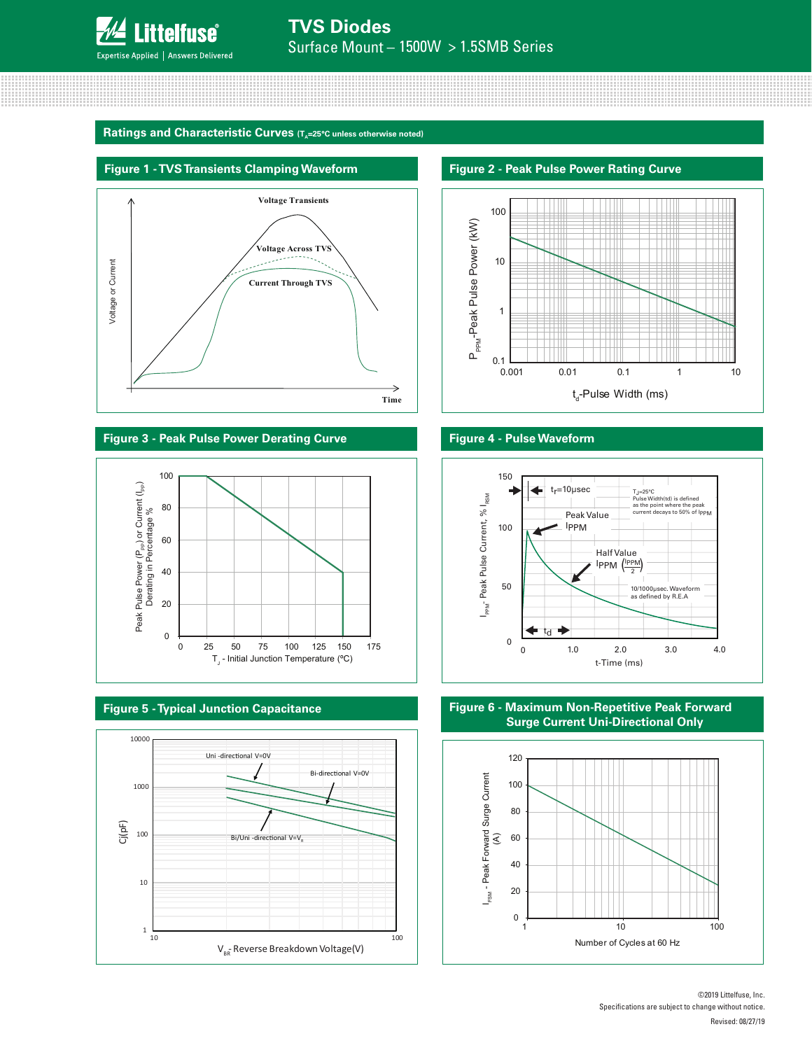## Ratings and Characteristic Curves ($T_A$=25°C unless otherwise noted)

### Figure 1 - TVS Transients Clamping Waveform

Voltage Transients

Voltage Across TVS

Current Through TVS

Voltage or Current

Time

### Figure 2 - Peak Pulse Power Rating Curve

$P_{PPM}$-Peak Pulse Power (kW)

100, 10, 1, 0.1

0.001, 0.01, 0.1, 1, 10

$t_d$-Pulse Width (ms)

### Figure 3 - Peak Pulse Power Derating Curve

Peak Pulse Power ($P_{PP}$) or Current ($I_{PP}$) Derating in Percentage %

100, 80, 60, 40, 20, 0

0, 25, 50, 75, 100, 125, 150, 175

$T_J$ - Initial Junction Temperature (ºC)

### Figure 4 - Pulse Waveform

$I_{PPM}$- Peak Pulse Current, % $I_{RSM}$

150, 100, 50, 0

$t_r$=10μsec

$T_J$=25°C
Pulse Width(td) is defined as the point where the peak current decays to 50% of $I_{PPM}$

Peak Value
$I_{PPM}$

Half Value
$I_{PPM}$ $\left(\frac{I_{PPM}}{2}\right)$

10/1000μsec. Waveform as defined by R.E.A

$t_d$

0, 1.0, 2.0, 3.0, 4.0

t-Time (ms)

### Figure 5 - Typical Junction Capacitance

Cj(pF)

10000, 1000, 100, 10, 1

Uni -directional V=0V

Bi-directional V=0V

Bi/Uni -directional V=$V_R$

10, 100

$V_{BR}$- Reverse Breakdown Voltage(V)

### Figure 6 - Maximum Non-Repetitive Peak Forward Surge Current Uni-Directional Only

$I_{FSM}$ - Peak Forward Surge Current (A)

120, 100, 80, 60, 40, 20, 0

1, 10, 100

Number of Cycles at 60 Hz

©2019 Littelfuse, Inc.
Specifications are subject to change without notice.
Revised: 08/27/19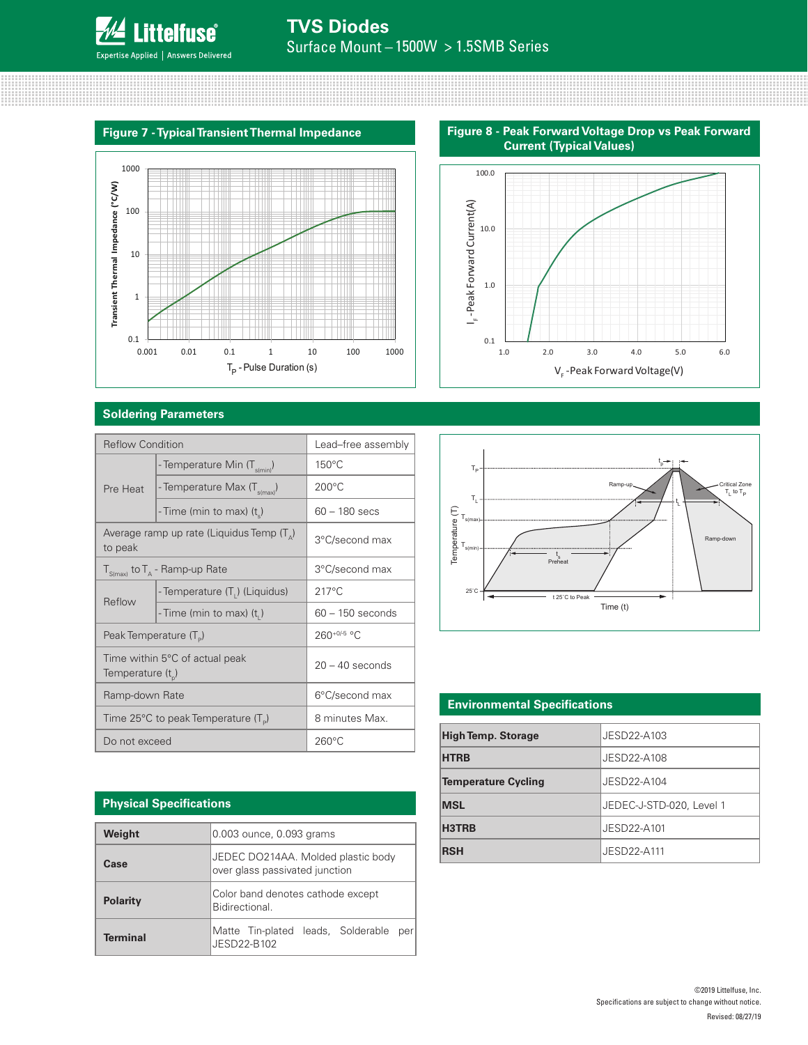## Figure 7 - Typical Transient Thermal Impedance

## Figure 8 - Peak Forward Voltage Drop vs Peak Forward Current (Typical Values)

## Soldering Parameters

| Reflow Condition | | Lead–free assembly |
|---|---|---|
| Pre Heat | - Temperature Min ($T_{s(min)}$) | 150°C |
| | - Temperature Max ($T_{s(max)}$) | 200°C |
| | - Time (min to max) ($t_s$) | 60 – 180 secs |
| Average ramp up rate (Liquidus Temp ($T_A$) to peak | | 3°C/second max |
| $T_{S(max)}$ to $T_A$ - Ramp-up Rate | | 3°C/second max |
| Reflow | - Temperature ($T_L$) (Liquidus) | 217°C |
| | - Time (min to max) ($t_L$) | 60 – 150 seconds |
| Peak Temperature ($T_P$) | | $260^{+0/-5}$ °C |
| Time within 5°C of actual peak Temperature ($t_p$) | | 20 – 40 seconds |
| Ramp-down Rate | | 6°C/second max |
| Time 25°C to peak Temperature ($T_P$) | | 8 minutes Max. |
| Do not exceed | | 260°C |

## Physical Specifications

| | |
|---|---|
| **Weight** | 0.003 ounce, 0.093 grams |
| **Case** | JEDEC DO214AA. Molded plastic body over glass passivated junction |
| **Polarity** | Color band denotes cathode except Bidirectional. |
| **Terminal** | Matte Tin-plated leads, Solderable per JESD22-B102 |

## Environmental Specifications

| | |
|---|---|
| **High Temp. Storage** | JESD22-A103 |
| **HTRB** | JESD22-A108 |
| **Temperature Cycling** | JESD22-A104 |
| **MSL** | JEDEC-J-STD-020, Level 1 |
| **H3TRB** | JESD22-A101 |
| **RSH** | JESD22-A111 |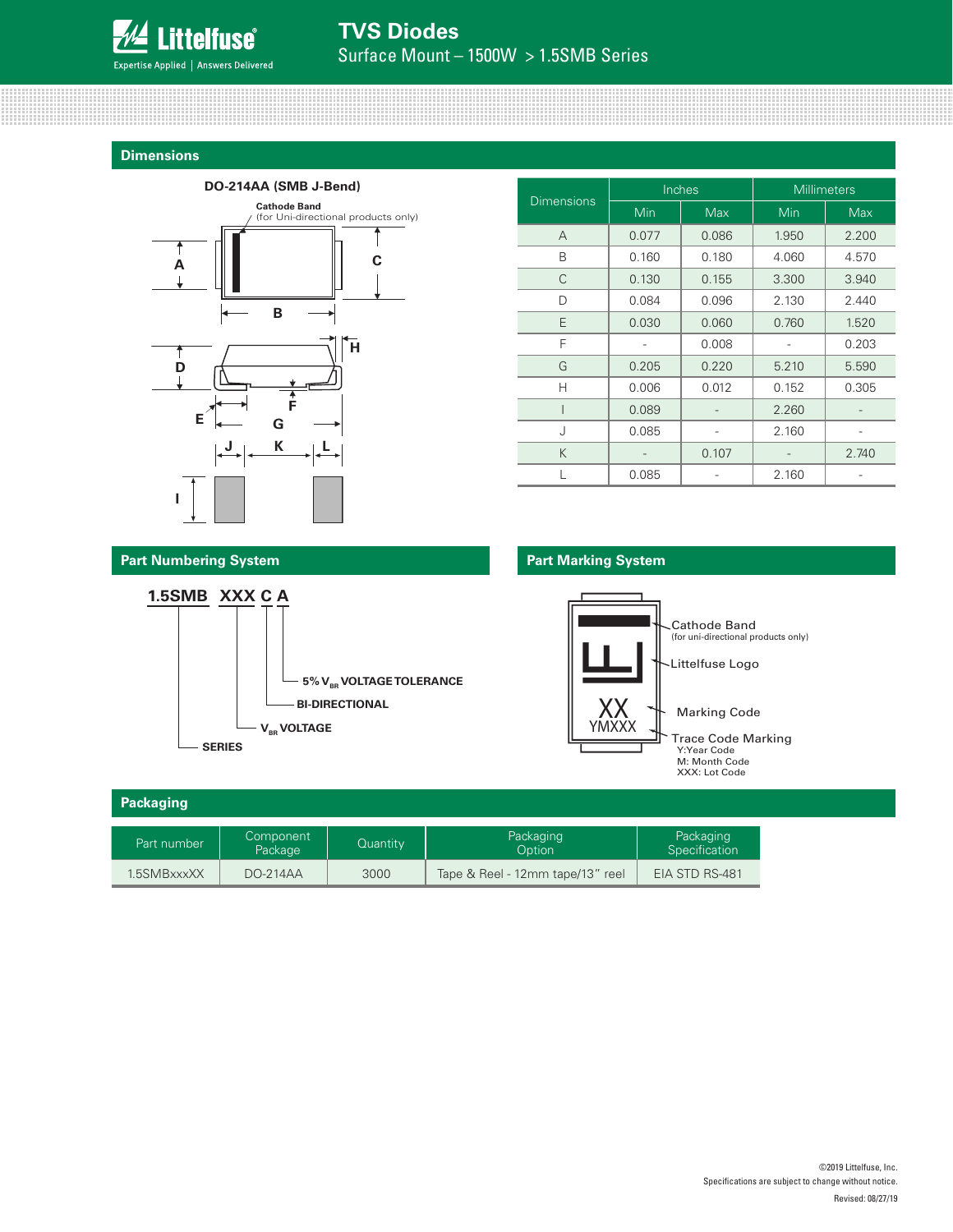## Dimensions

**DO-214AA (SMB J-Bend)**

Cathode Band (for Uni-directional products only)

| Dimensions | Inches | | Millimeters | |
|---|---|---|---|---|
| | Min | Max | Min | Max |
| A | 0.077 | 0.086 | 1.950 | 2.200 |
| B | 0.160 | 0.180 | 4.060 | 4.570 |
| C | 0.130 | 0.155 | 3.300 | 3.940 |
| D | 0.084 | 0.096 | 2.130 | 2.440 |
| E | 0.030 | 0.060 | 0.760 | 1.520 |
| F | - | 0.008 | - | 0.203 |
| G | 0.205 | 0.220 | 5.210 | 5.590 |
| H | 0.006 | 0.012 | 0.152 | 0.305 |
| I | 0.089 | - | 2.260 | - |
| J | 0.085 | - | 2.160 | - |
| K | - | 0.107 | - | 2.740 |
| L | 0.085 | - | 2.160 | - |

## Part Numbering System

**1.5SMB XXX C A**

- A: 5% $V_{BR}$ VOLTAGE TOLERANCE
- C: BI-DIRECTIONAL
- XXX: $V_{BR}$ VOLTAGE
- 1.5SMB: SERIES

## Part Marking System

- Cathode Band (for uni-directional products only)
- Littelfuse Logo
- XX: Marking Code
- YMXXX: Trace Code Marking
  - Y:Year Code
  - M: Month Code
  - XXX: Lot Code

## Packaging

| Part number | Component Package | Quantity | Packaging Option | Packaging Specification |
|---|---|---|---|---|
| 1.5SMBxxxXX | DO-214AA | 3000 | Tape & Reel - 12mm tape/13" reel | EIA STD RS-481 |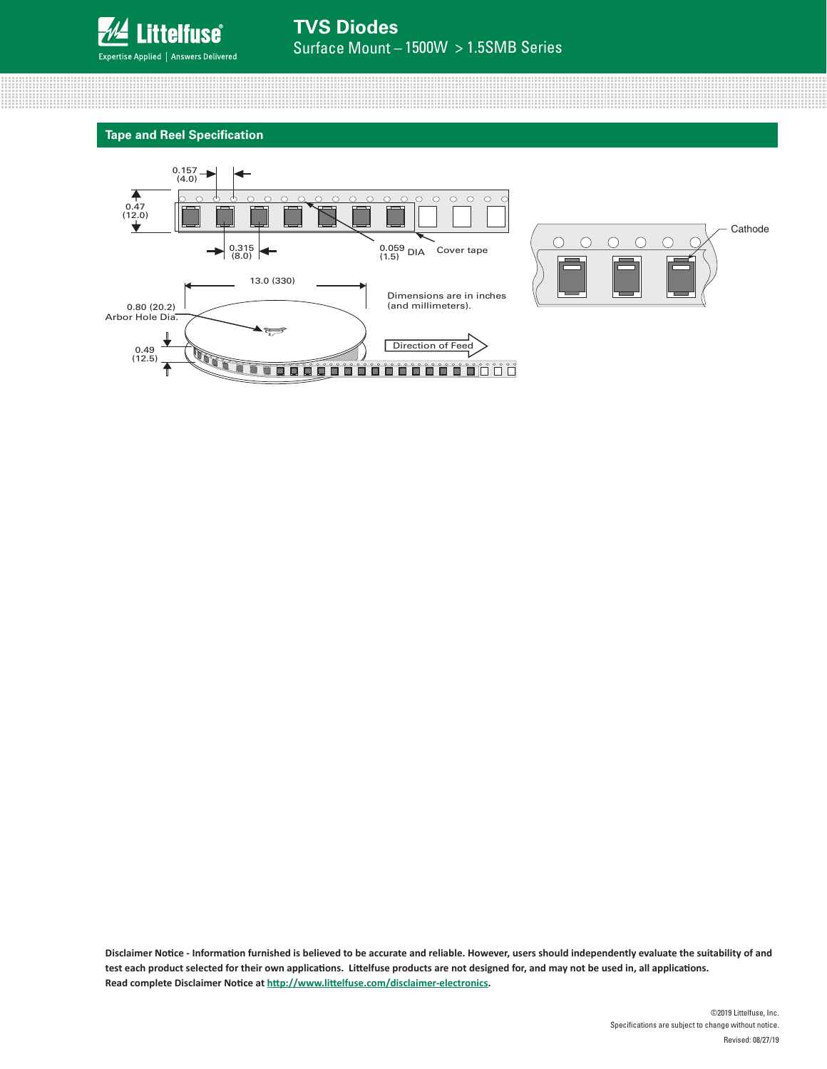## Tape and Reel Specification

0.157
(4.0)

0.47
(12.0)

0.315
(8.0)

0.059 DIA
(1.5)

Cover tape

Cathode

13.0 (330)

0.80 (20.2)
Arbor Hole Dia.

Dimensions are in inches
(and millimeters).

Direction of Feed

0.49
(12.5)

**Disclaimer Notice - Information furnished is believed to be accurate and reliable. However, users should independently evaluate the suitability of and test each product selected for their own applications. Littelfuse products are not designed for, and may not be used in, all applications.**
**Read complete Disclaimer Notice at [http://www.littelfuse.com/disclaimer-electronics](http://www.littelfuse.com/disclaimer-electronics).**

©2019 Littelfuse, Inc.
Specifications are subject to change without notice.
Revised: 08/27/19